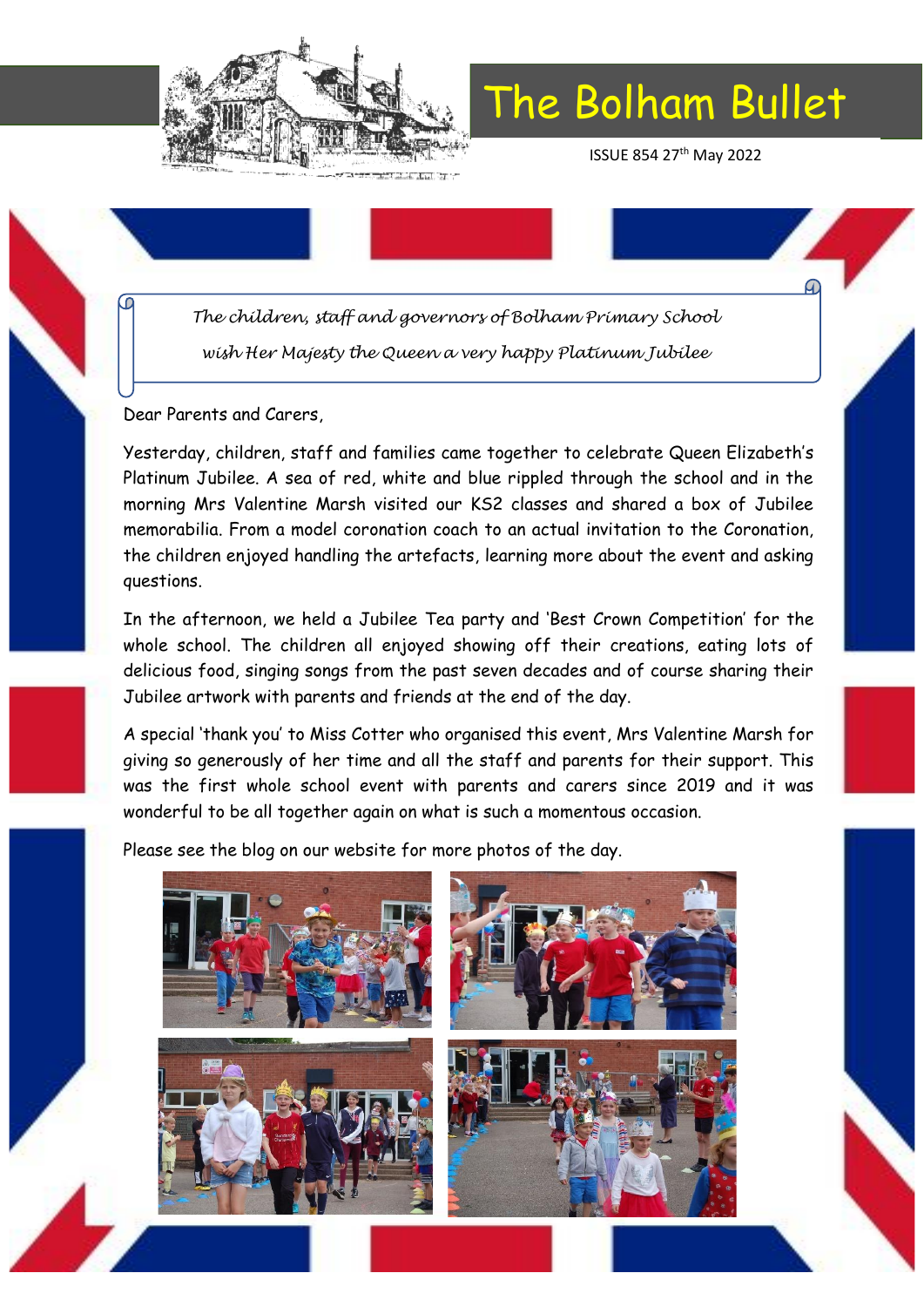# The Bolham Bullet

ISSUE 854 27th May 2022

*The children, staff and governors of Bolham Primary School wish Her Majesty the Queen a very happy Platinum Jubilee*

Dear Parents and Carers,

Yesterday, children, staff and families came together to celebrate Queen Elizabeth's Platinum Jubilee. A sea of red, white and blue rippled through the school and in the morning Mrs Valentine Marsh visited our KS2 classes and shared a box of Jubilee memorabilia. From a model coronation coach to an actual invitation to the Coronation, the children enjoyed handling the artefacts, learning more about the event and asking questions.

In the afternoon, we held a Jubilee Tea party and 'Best Crown Competition' for the whole school. The children all enjoyed showing off their creations, eating lots of delicious food, singing songs from the past seven decades and of course sharing their Jubilee artwork with parents and friends at the end of the day.

A special 'thank you' to Miss Cotter who organised this event, Mrs Valentine Marsh for giving so generously of her time and all the staff and parents for their support. This was the first whole school event with parents and carers since 2019 and it was wonderful to be all together again on what is such a momentous occasion.

Please see the blog on our website for more photos of the day.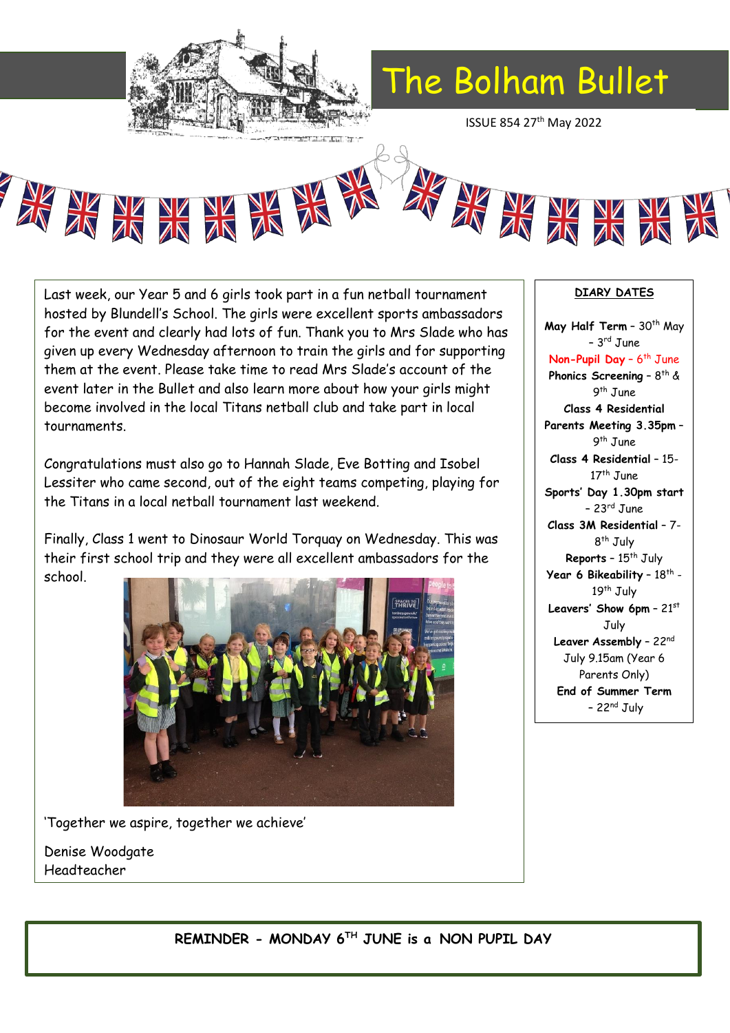# The Bolham Bullet

ISSUE 854 27th May 2022

Last week, our Year 5 and 6 girls took part in a fun netball tournament hosted by Blundell's School. The girls were excellent sports ambassadors for the event and clearly had lots of fun. Thank you to Mrs Slade who has given up every Wednesday afternoon to train the girls and for supporting them at the event. Please take time to read Mrs Slade's account of the event later in the Bullet and also learn more about how your girls might become involved in the local Titans netball club and take part in local tournaments.

Congratulations must also go to Hannah Slade, Eve Botting and Isobel Lessiter who came second, out of the eight teams competing, playing for the Titans in a local netball tournament last weekend.

Finally, Class 1 went to Dinosaur World Torquay on Wednesday. This was their first school trip and they were all excellent ambassadors for the school.

'Together we aspire, together we achieve'

Denise Woodgate
Headteacher

## DIARY DATES

**May Half Term** – 30th May – 3rd June

**Non-Pupil Day** – 6th June

**Phonics Screening** – 8th & 9th June

**Class 4 Residential Parents Meeting 3.35pm** – 9th June

**Class 4 Residential** – 15-17th June

**Sports' Day 1.30pm start** – 23rd June

**Class 3M Residential** – 7-8th July

**Reports** – 15th July

**Year 6 Bikeability** – 18th - 19th July

**Leavers' Show 6pm** – 21st July

**Leaver Assembly** – 22nd July 9.15am (Year 6 Parents Only)

**End of Summer Term** – 22nd July

**REMINDER - MONDAY 6TH JUNE is a NON PUPIL DAY**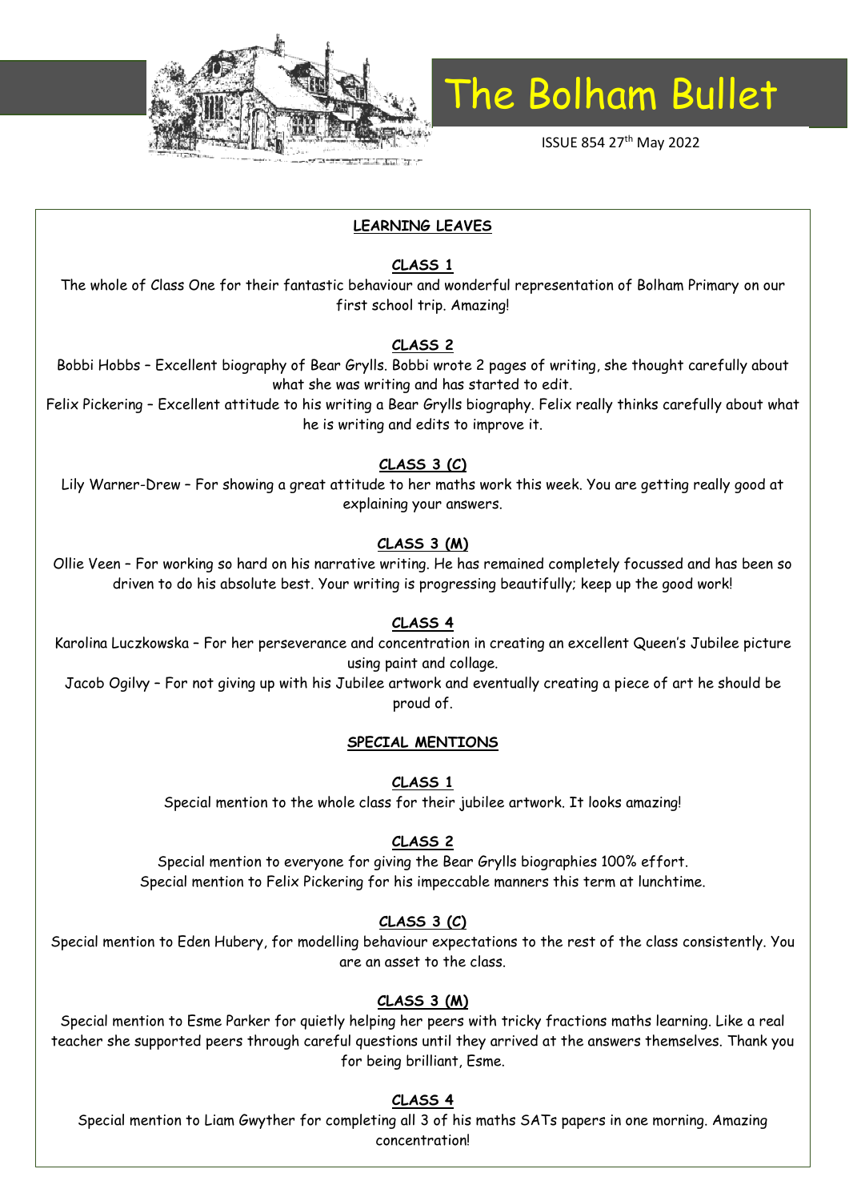# The Bolham Bullet

ISSUE 854 27th May 2022

## LEARNING LEAVES

### CLASS 1

The whole of Class One for their fantastic behaviour and wonderful representation of Bolham Primary on our first school trip. Amazing!

### CLASS 2

Bobbi Hobbs – Excellent biography of Bear Grylls. Bobbi wrote 2 pages of writing, she thought carefully about what she was writing and has started to edit.

Felix Pickering – Excellent attitude to his writing a Bear Grylls biography. Felix really thinks carefully about what he is writing and edits to improve it.

### CLASS 3 (C)

Lily Warner-Drew – For showing a great attitude to her maths work this week. You are getting really good at explaining your answers.

### CLASS 3 (M)

Ollie Veen – For working so hard on his narrative writing. He has remained completely focussed and has been so driven to do his absolute best. Your writing is progressing beautifully; keep up the good work!

### CLASS 4

Karolina Luczkowska – For her perseverance and concentration in creating an excellent Queen's Jubilee picture using paint and collage.

Jacob Ogilvy – For not giving up with his Jubilee artwork and eventually creating a piece of art he should be proud of.

## SPECIAL MENTIONS

### CLASS 1

Special mention to the whole class for their jubilee artwork. It looks amazing!

### CLASS 2

Special mention to everyone for giving the Bear Grylls biographies 100% effort.

Special mention to Felix Pickering for his impeccable manners this term at lunchtime.

### CLASS 3 (C)

Special mention to Eden Hubery, for modelling behaviour expectations to the rest of the class consistently. You are an asset to the class.

### CLASS 3 (M)

Special mention to Esme Parker for quietly helping her peers with tricky fractions maths learning. Like a real teacher she supported peers through careful questions until they arrived at the answers themselves. Thank you for being brilliant, Esme.

### CLASS 4

Special mention to Liam Gwyther for completing all 3 of his maths SATs papers in one morning. Amazing concentration!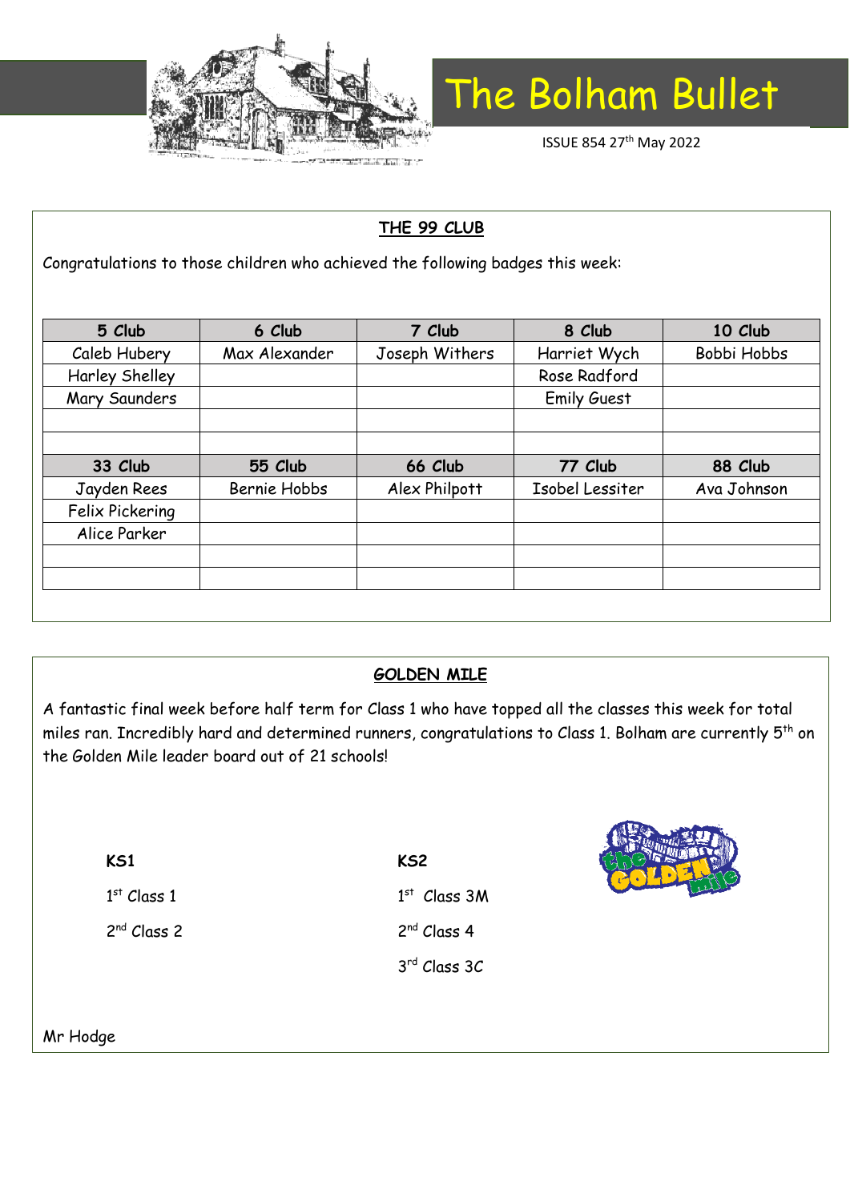# The Bolham Bullet

ISSUE 854 27th May 2022

## THE 99 CLUB

Congratulations to those children who achieved the following badges this week:

| 5 Club | 6 Club | 7 Club | 8 Club | 10 Club |
|---|---|---|---|---|
| Caleb Hubery | Max Alexander | Joseph Withers | Harriet Wych | Bobbi Hobbs |
| Harley Shelley | | | Rose Radford | |
| Mary Saunders | | | Emily Guest | |
| | | | | |
| | | | | |
| **33 Club** | **55 Club** | **66 Club** | **77 Club** | **88 Club** |
| Jayden Rees | Bernie Hobbs | Alex Philpott | Isobel Lessiter | Ava Johnson |
| Felix Pickering | | | | |
| Alice Parker | | | | |
| | | | | |
| | | | | |

## GOLDEN MILE

A fantastic final week before half term for Class 1 who have topped all the classes this week for total miles ran. Incredibly hard and determined runners, congratulations to Class 1. Bolham are currently 5th on the Golden Mile leader board out of 21 schools!

**KS1**

1st Class 1

2nd Class 2

**KS2**

1st Class 3M

2nd Class 4

3rd Class 3C

Mr Hodge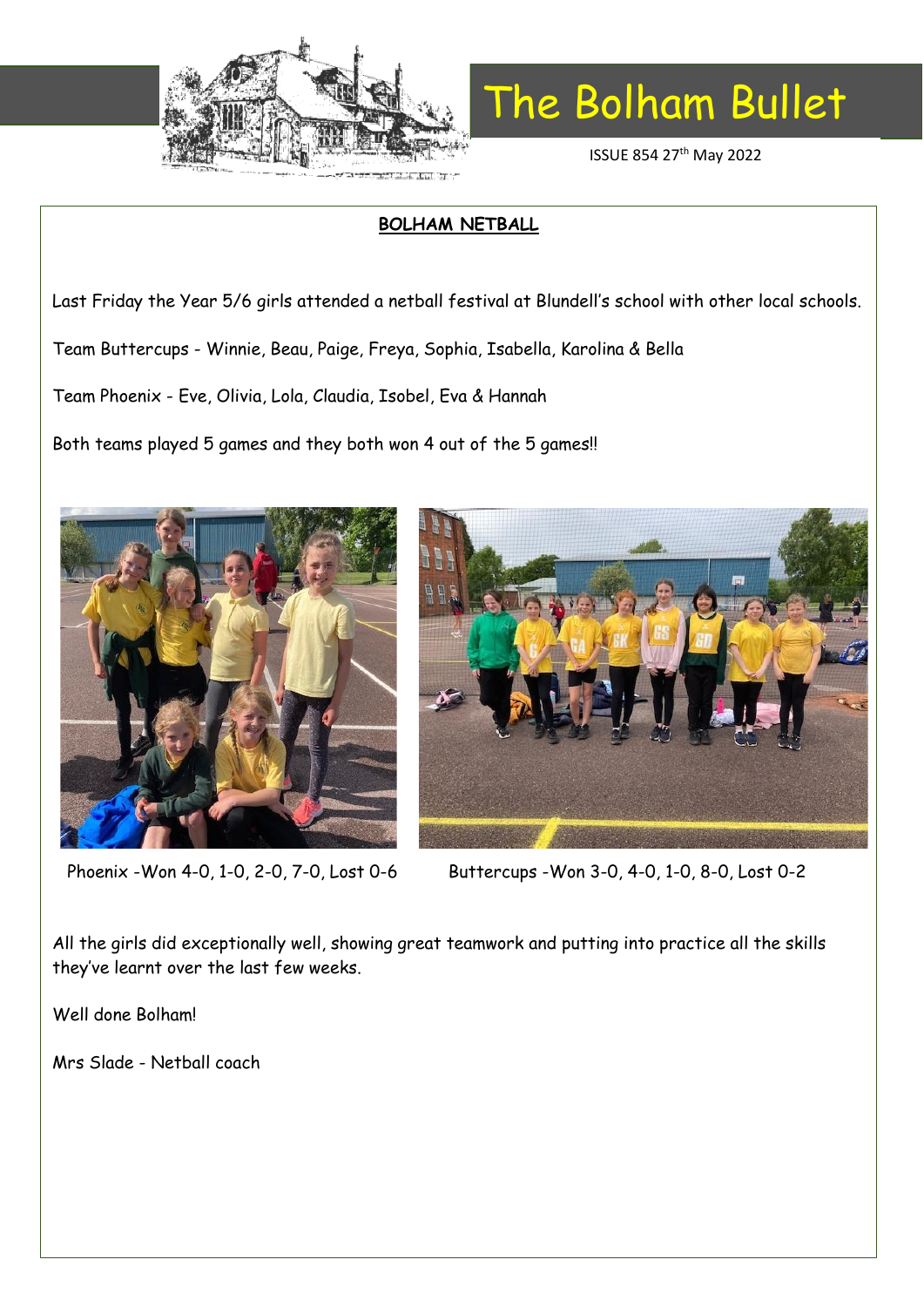# The Bolham Bullet

ISSUE 854 27th May 2022

**BOLHAM NETBALL**

Last Friday the Year 5/6 girls attended a netball festival at Blundell's school with other local schools.

Team Buttercups - Winnie, Beau, Paige, Freya, Sophia, Isabella, Karolina & Bella

Team Phoenix - Eve, Olivia, Lola, Claudia, Isobel, Eva & Hannah

Both teams played 5 games and they both won 4 out of the 5 games!!

Phoenix -Won 4-0, 1-0, 2-0, 7-0, Lost 0-6

Buttercups -Won 3-0, 4-0, 1-0, 8-0, Lost 0-2

All the girls did exceptionally well, showing great teamwork and putting into practice all the skills they've learnt over the last few weeks.

Well done Bolham!

Mrs Slade - Netball coach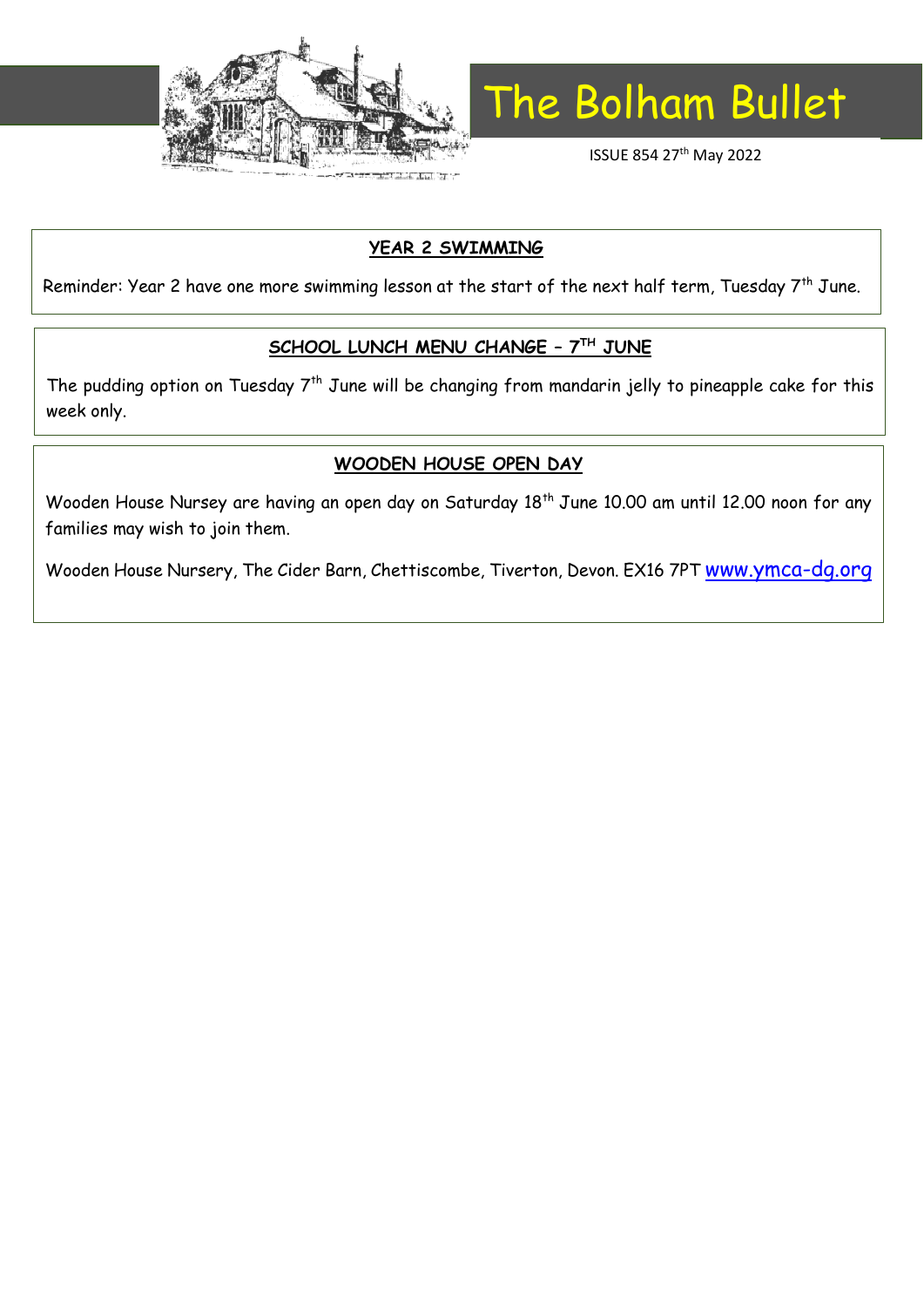# The Bolham Bullet

ISSUE 854 27th May 2022

## YEAR 2 SWIMMING

Reminder: Year 2 have one more swimming lesson at the start of the next half term, Tuesday 7th June.

## SCHOOL LUNCH MENU CHANGE – 7TH JUNE

The pudding option on Tuesday 7th June will be changing from mandarin jelly to pineapple cake for this week only.

## WOODEN HOUSE OPEN DAY

Wooden House Nursey are having an open day on Saturday 18th June 10.00 am until 12.00 noon for any families may wish to join them.

Wooden House Nursery, The Cider Barn, Chettiscombe, Tiverton, Devon. EX16 7PT www.ymca-dg.org